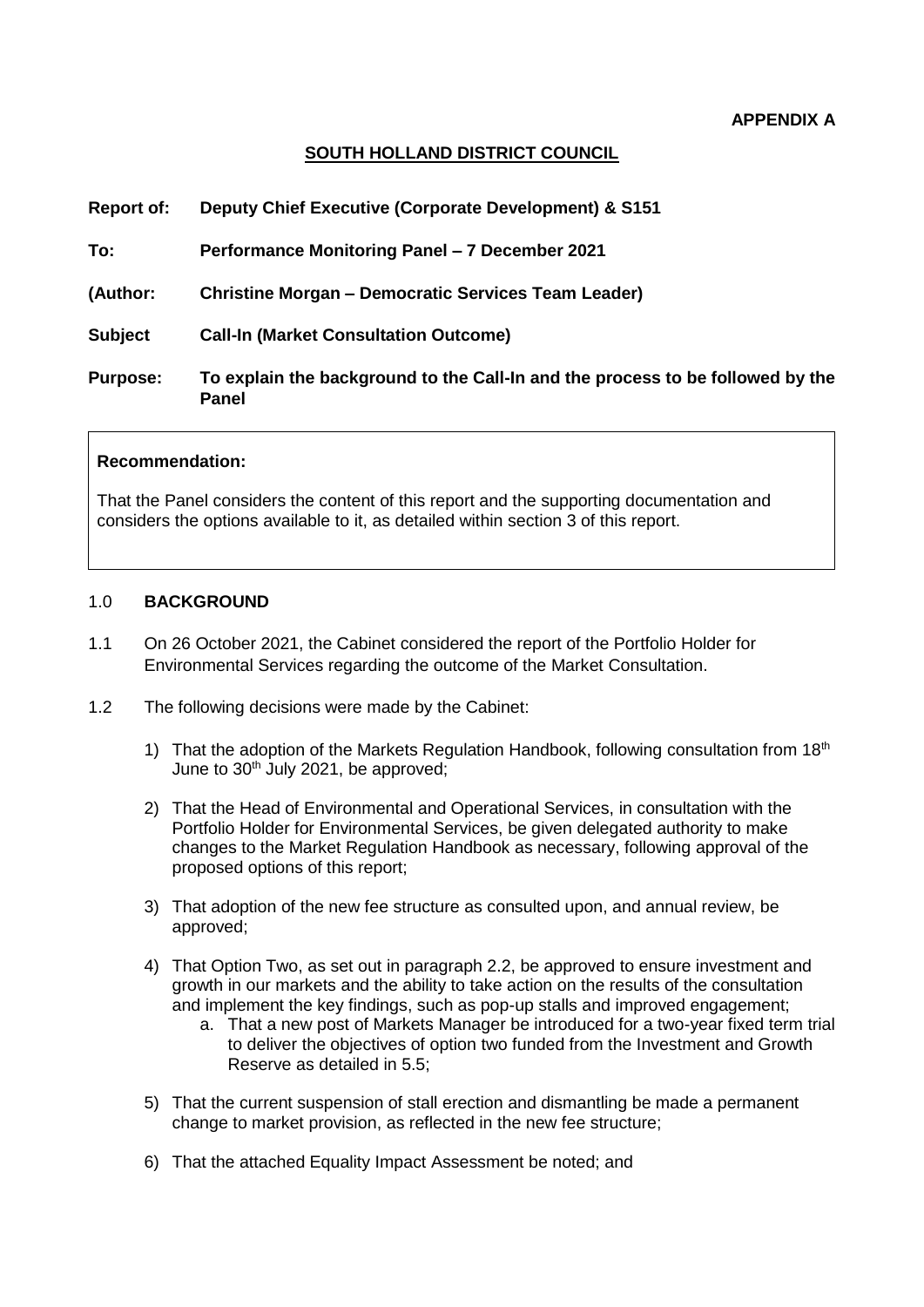**APPENDIX A**

# SOUTH HOLLAND DISTRICT COUNCIL

**Report of:** **Deputy Chief Executive (Corporate Development) & S151**

**To:** **Performance Monitoring Panel – 7 December 2021**

**(Author:** **Christine Morgan – Democratic Services Team Leader)**

**Subject** **Call-In (Market Consultation Outcome)**

**Purpose:** **To explain the background to the Call-In and the process to be followed by the Panel**

**Recommendation:**

That the Panel considers the content of this report and the supporting documentation and considers the options available to it, as detailed within section 3 of this report.

## 1.0 BACKGROUND

1.1 On 26 October 2021, the Cabinet considered the report of the Portfolio Holder for Environmental Services regarding the outcome of the Market Consultation.

1.2 The following decisions were made by the Cabinet:

1) That the adoption of the Markets Regulation Handbook, following consultation from 18th June to 30th July 2021, be approved;

2) That the Head of Environmental and Operational Services, in consultation with the Portfolio Holder for Environmental Services, be given delegated authority to make changes to the Market Regulation Handbook as necessary, following approval of the proposed options of this report;

3) That adoption of the new fee structure as consulted upon, and annual review, be approved;

4) That Option Two, as set out in paragraph 2.2, be approved to ensure investment and growth in our markets and the ability to take action on the results of the consultation and implement the key findings, such as pop-up stalls and improved engagement;
   a. That a new post of Markets Manager be introduced for a two-year fixed term trial to deliver the objectives of option two funded from the Investment and Growth Reserve as detailed in 5.5;

5) That the current suspension of stall erection and dismantling be made a permanent change to market provision, as reflected in the new fee structure;

6) That the attached Equality Impact Assessment be noted; and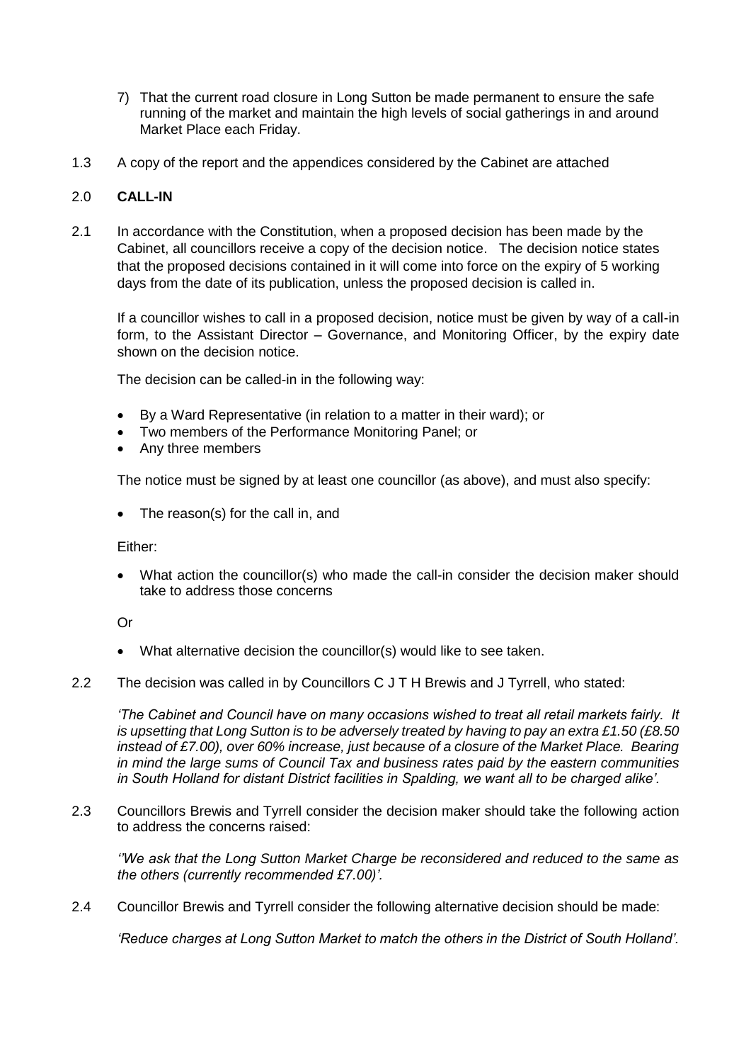7) That the current road closure in Long Sutton be made permanent to ensure the safe running of the market and maintain the high levels of social gatherings in and around Market Place each Friday.

1.3 A copy of the report and the appendices considered by the Cabinet are attached

## 2.0 CALL-IN

2.1 In accordance with the Constitution, when a proposed decision has been made by the Cabinet, all councillors receive a copy of the decision notice. The decision notice states that the proposed decisions contained in it will come into force on the expiry of 5 working days from the date of its publication, unless the proposed decision is called in.

If a councillor wishes to call in a proposed decision, notice must be given by way of a call-in form, to the Assistant Director – Governance, and Monitoring Officer, by the expiry date shown on the decision notice.

The decision can be called-in in the following way:

- By a Ward Representative (in relation to a matter in their ward); or
- Two members of the Performance Monitoring Panel; or
- Any three members

The notice must be signed by at least one councillor (as above), and must also specify:

- The reason(s) for the call in, and

Either:

- What action the councillor(s) who made the call-in consider the decision maker should take to address those concerns

Or

- What alternative decision the councillor(s) would like to see taken.

2.2 The decision was called in by Councillors C J T H Brewis and J Tyrrell, who stated:

*'The Cabinet and Council have on many occasions wished to treat all retail markets fairly. It is upsetting that Long Sutton is to be adversely treated by having to pay an extra £1.50 (£8.50 instead of £7.00), over 60% increase, just because of a closure of the Market Place. Bearing in mind the large sums of Council Tax and business rates paid by the eastern communities in South Holland for distant District facilities in Spalding, we want all to be charged alike'.*

2.3 Councillors Brewis and Tyrrell consider the decision maker should take the following action to address the concerns raised:

*''We ask that the Long Sutton Market Charge be reconsidered and reduced to the same as the others (currently recommended £7.00)'.*

2.4 Councillor Brewis and Tyrrell consider the following alternative decision should be made:

*'Reduce charges at Long Sutton Market to match the others in the District of South Holland'.*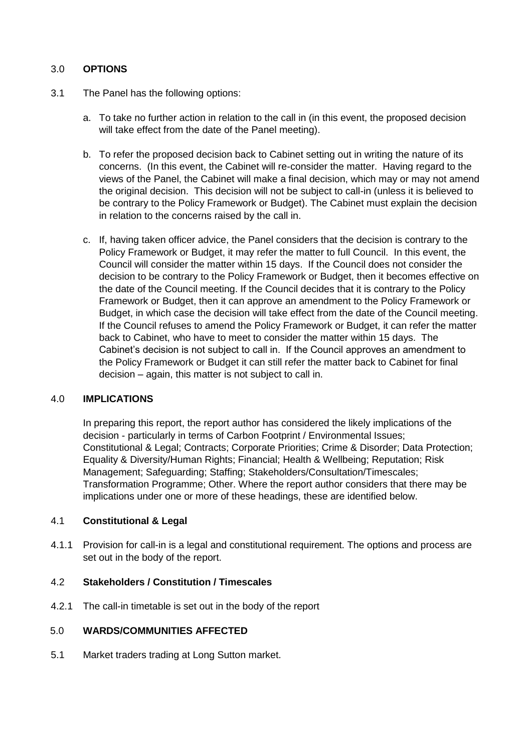## 3.0 OPTIONS

3.1 The Panel has the following options:

a. To take no further action in relation to the call in (in this event, the proposed decision will take effect from the date of the Panel meeting).

b. To refer the proposed decision back to Cabinet setting out in writing the nature of its concerns. (In this event, the Cabinet will re-consider the matter. Having regard to the views of the Panel, the Cabinet will make a final decision, which may or may not amend the original decision. This decision will not be subject to call-in (unless it is believed to be contrary to the Policy Framework or Budget). The Cabinet must explain the decision in relation to the concerns raised by the call in.

c. If, having taken officer advice, the Panel considers that the decision is contrary to the Policy Framework or Budget, it may refer the matter to full Council. In this event, the Council will consider the matter within 15 days. If the Council does not consider the decision to be contrary to the Policy Framework or Budget, then it becomes effective on the date of the Council meeting. If the Council decides that it is contrary to the Policy Framework or Budget, then it can approve an amendment to the Policy Framework or Budget, in which case the decision will take effect from the date of the Council meeting. If the Council refuses to amend the Policy Framework or Budget, it can refer the matter back to Cabinet, who have to meet to consider the matter within 15 days. The Cabinet's decision is not subject to call in. If the Council approves an amendment to the Policy Framework or Budget it can still refer the matter back to Cabinet for final decision – again, this matter is not subject to call in.

## 4.0 IMPLICATIONS

In preparing this report, the report author has considered the likely implications of the decision - particularly in terms of Carbon Footprint / Environmental Issues; Constitutional & Legal; Contracts; Corporate Priorities; Crime & Disorder; Data Protection; Equality & Diversity/Human Rights; Financial; Health & Wellbeing; Reputation; Risk Management; Safeguarding; Staffing; Stakeholders/Consultation/Timescales; Transformation Programme; Other. Where the report author considers that there may be implications under one or more of these headings, these are identified below.

### 4.1 Constitutional & Legal

4.1.1 Provision for call-in is a legal and constitutional requirement. The options and process are set out in the body of the report.

### 4.2 Stakeholders / Constitution / Timescales

4.2.1 The call-in timetable is set out in the body of the report

## 5.0 WARDS/COMMUNITIES AFFECTED

5.1 Market traders trading at Long Sutton market.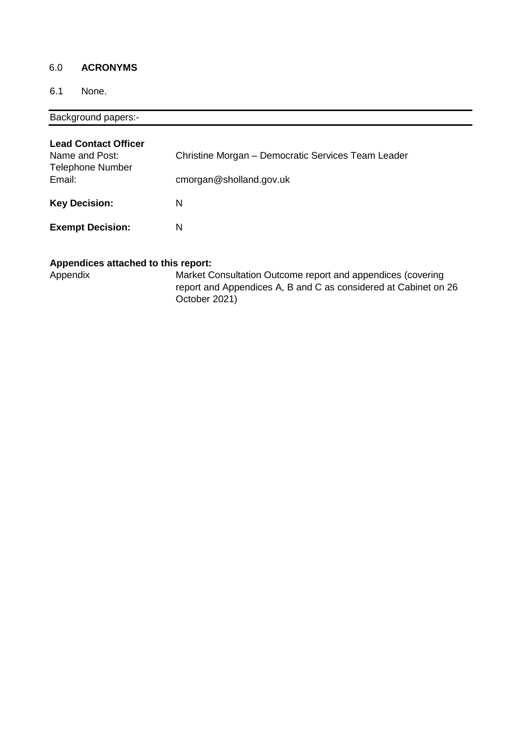## 6.0 **ACRONYMS**

6.1 None.

Background papers:-

**Lead Contact Officer**

| | |
|---|---|
| Name and Post: | Christine Morgan – Democratic Services Team Leader |
| Telephone Number | |
| Email: | cmorgan@sholland.gov.uk |
| **Key Decision:** | N |
| **Exempt Decision:** | N |

**Appendices attached to this report:**

| | |
|---|---|
| Appendix | Market Consultation Outcome report and appendices (covering report and Appendices A, B and C as considered at Cabinet on 26 October 2021) |